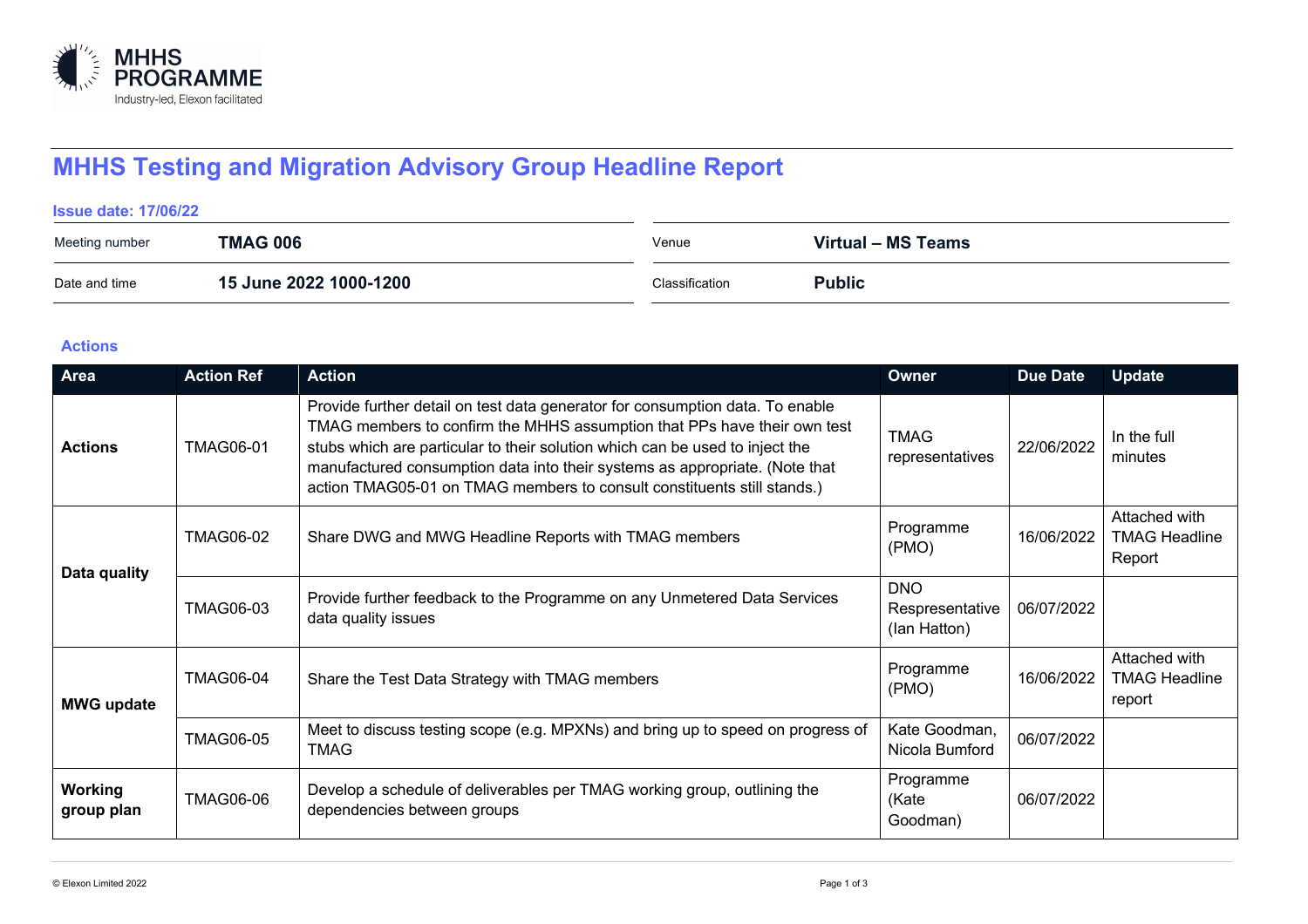MHHS PROGRAMME
Industry-led, Elexon facilitated

# MHHS Testing and Migration Advisory Group Headline Report

**Issue date: 17/06/22**

| Meeting number | **TMAG 006** | Venue | **Virtual – MS Teams** |
|---|---|---|---|
| Date and time | **15 June 2022 1000-1200** | Classification | **Public** |

## Actions

| Area | Action Ref | Action | Owner | Due Date | Update |
|---|---|---|---|---|---|
| **Actions** | TMAG06-01 | Provide further detail on test data generator for consumption data. To enable TMAG members to confirm the MHHS assumption that PPs have their own test stubs which are particular to their solution which can be used to inject the manufactured consumption data into their systems as appropriate. (Note that action TMAG05-01 on TMAG members to consult constituents still stands.) | TMAG representatives | 22/06/2022 | In the full minutes |
| **Data quality** | TMAG06-02 | Share DWG and MWG Headline Reports with TMAG members | Programme (PMO) | 16/06/2022 | Attached with TMAG Headline Report |
| | TMAG06-03 | Provide further feedback to the Programme on any Unmetered Data Services data quality issues | DNO Respresentative (Ian Hatton) | 06/07/2022 | |
| **MWG update** | TMAG06-04 | Share the Test Data Strategy with TMAG members | Programme (PMO) | 16/06/2022 | Attached with TMAG Headline report |
| | TMAG06-05 | Meet to discuss testing scope (e.g. MPXNs) and bring up to speed on progress of TMAG | Kate Goodman, Nicola Bumford | 06/07/2022 | |
| **Working group plan** | TMAG06-06 | Develop a schedule of deliverables per TMAG working group, outlining the dependencies between groups | Programme (Kate Goodman) | 06/07/2022 | |

© Elexon Limited 2022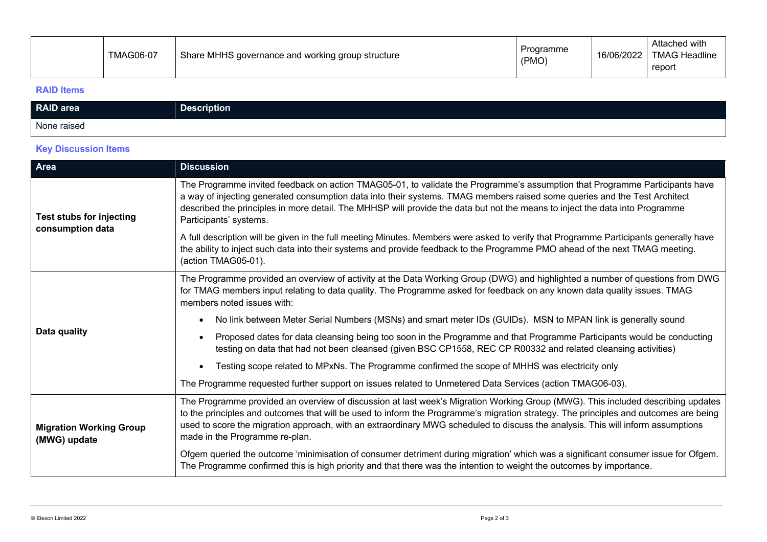| | TMAG06-07 | Share MHHS governance and working group structure | Programme (PMO) | 16/06/2022 | Attached with TMAG Headline report |
|---|---|---|---|---|---|

### RAID Items

| RAID area | Description |
|---|---|
| None raised | |

### Key Discussion Items

| Area | Discussion |
|---|---|
| **Test stubs for injecting consumption data** | The Programme invited feedback on action TMAG05-01, to validate the Programme's assumption that Programme Participants have a way of injecting generated consumption data into their systems. TMAG members raised some queries and the Test Architect described the principles in more detail. The MHHSP will provide the data but not the means to inject the data into Programme Participants' systems.<br><br>A full description will be given in the full meeting Minutes. Members were asked to verify that Programme Participants generally have the ability to inject such data into their systems and provide feedback to the Programme PMO ahead of the next TMAG meeting. (action TMAG05-01). |
| **Data quality** | The Programme provided an overview of activity at the Data Working Group (DWG) and highlighted a number of questions from DWG for TMAG members input relating to data quality. The Programme asked for feedback on any known data quality issues. TMAG members noted issues with:<br><br>• No link between Meter Serial Numbers (MSNs) and smart meter IDs (GUIDs). MSN to MPAN link is generally sound<br>• Proposed dates for data cleansing being too soon in the Programme and that Programme Participants would be conducting testing on data that had not been cleansed (given BSC CP1558, REC CP R00332 and related cleansing activities)<br>• Testing scope related to MPxNs. The Programme confirmed the scope of MHHS was electricity only<br><br>The Programme requested further support on issues related to Unmetered Data Services (action TMAG06-03). |
| **Migration Working Group (MWG) update** | The Programme provided an overview of discussion at last week's Migration Working Group (MWG). This included describing updates to the principles and outcomes that will be used to inform the Programme's migration strategy. The principles and outcomes are being used to score the migration approach, with an extraordinary MWG scheduled to discuss the analysis. This will inform assumptions made in the Programme re-plan.<br><br>Ofgem queried the outcome 'minimisation of consumer detriment during migration' which was a significant consumer issue for Ofgem. The Programme confirmed this is high priority and that there was the intention to weight the outcomes by importance. |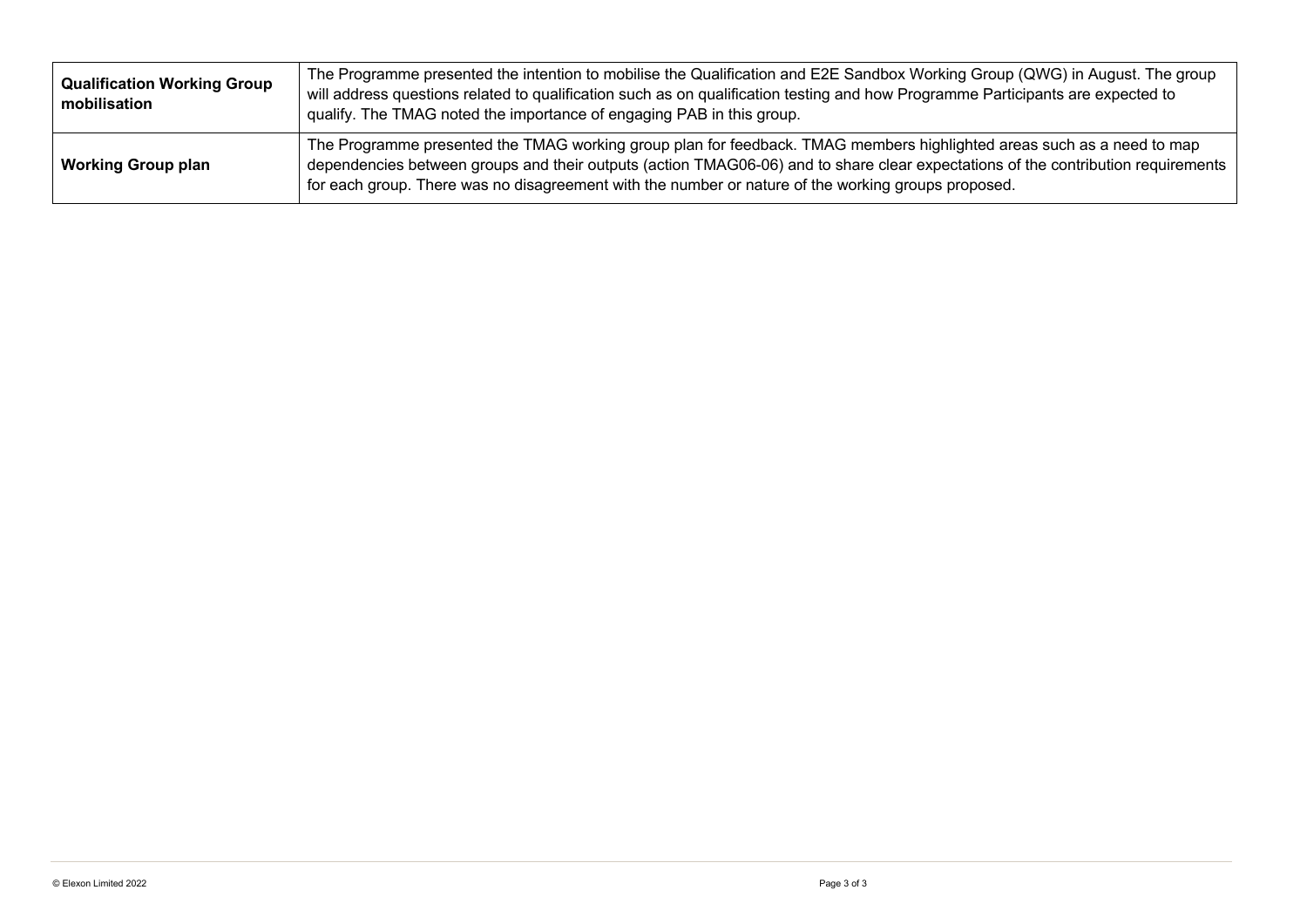| | |
|---|---|
| **Qualification Working Group mobilisation** | The Programme presented the intention to mobilise the Qualification and E2E Sandbox Working Group (QWG) in August. The group will address questions related to qualification such as on qualification testing and how Programme Participants are expected to qualify. The TMAG noted the importance of engaging PAB in this group. |
| **Working Group plan** | The Programme presented the TMAG working group plan for feedback. TMAG members highlighted areas such as a need to map dependencies between groups and their outputs (action TMAG06-06) and to share clear expectations of the contribution requirements for each group. There was no disagreement with the number or nature of the working groups proposed. |

© Elexon Limited 2022